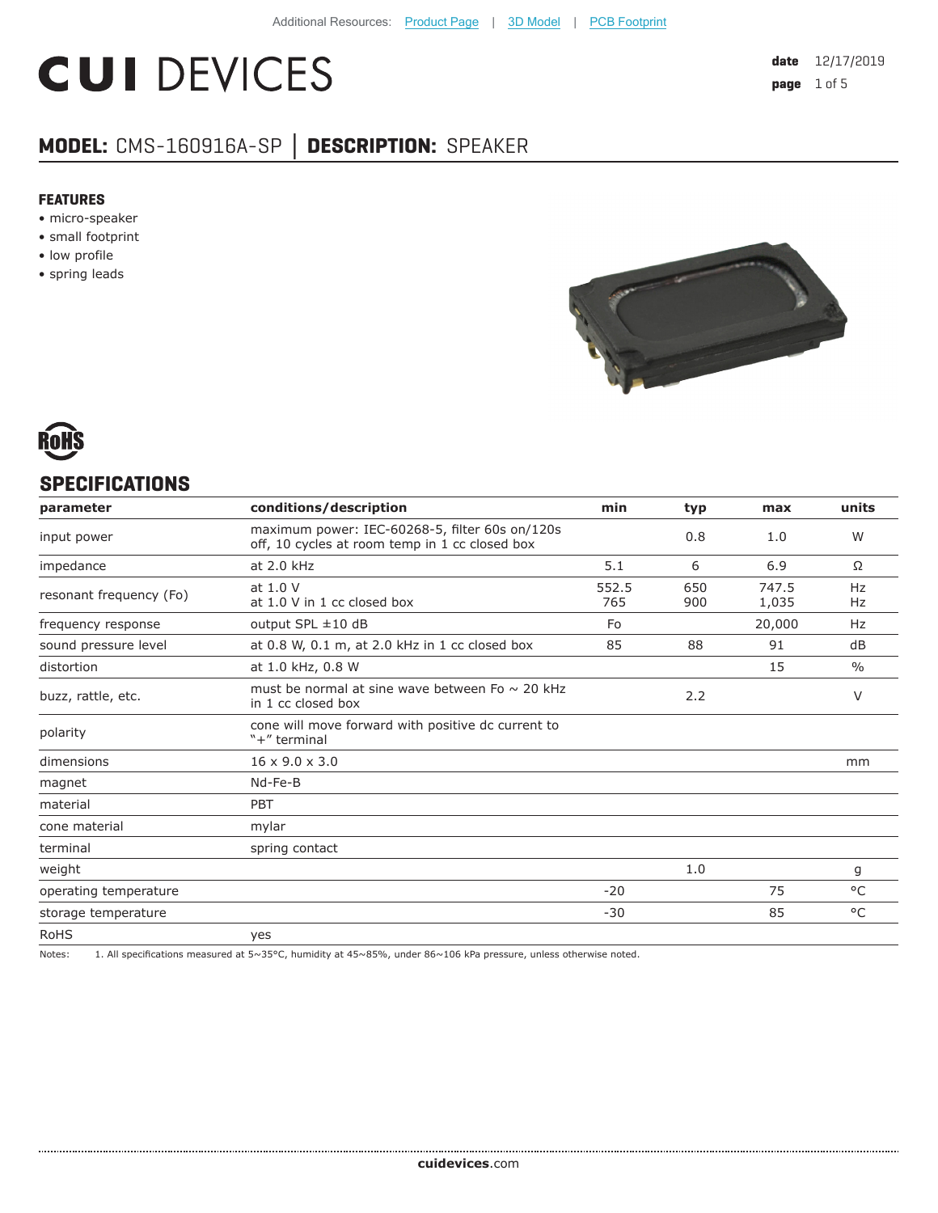Additional Resources: Product Page | 3D Model | PCB Footprint

# CUI DEVICES

**date** 12/17/2019

## MODEL: CMS-160916A-SP │ DESCRIPTION: SPEAKER

### FEATURES

- micro-speaker
- small footprint
- low profile
- spring leads

RoHS

## SPECIFICATIONS

| parameter | conditions/description | min | typ | max | units |
|---|---|---|---|---|---|
| input power | maximum power: IEC-60268-5, filter 60s on/120s off, 10 cycles at room temp in 1 cc closed box | | 0.8 | 1.0 | W |
| impedance | at 2.0 kHz | 5.1 | 6 | 6.9 | Ω |
| resonant frequency (Fo) | at 1.0 V<br>at 1.0 V in 1 cc closed box | 552.5<br>765 | 650<br>900 | 747.5<br>1,035 | Hz<br>Hz |
| frequency response | output SPL ±10 dB | Fo | | 20,000 | Hz |
| sound pressure level | at 0.8 W, 0.1 m, at 2.0 kHz in 1 cc closed box | 85 | 88 | 91 | dB |
| distortion | at 1.0 kHz, 0.8 W | | | 15 | % |
| buzz, rattle, etc. | must be normal at sine wave between Fo ~ 20 kHz in 1 cc closed box | | 2.2 | | V |
| polarity | cone will move forward with positive dc current to "+" terminal | | | | |
| dimensions | 16 x 9.0 x 3.0 | | | | mm |
| magnet | Nd-Fe-B | | | | |
| material | PBT | | | | |
| cone material | mylar | | | | |
| terminal | spring contact | | | | |
| weight | | | 1.0 | | g |
| operating temperature | | -20 | | 75 | °C |
| storage temperature | | -30 | | 85 | °C |
| RoHS | yes | | | | |

Notes: 1. All specifications measured at 5~35°C, humidity at 45~85%, under 86~106 kPa pressure, unless otherwise noted.

**cuidevices**.com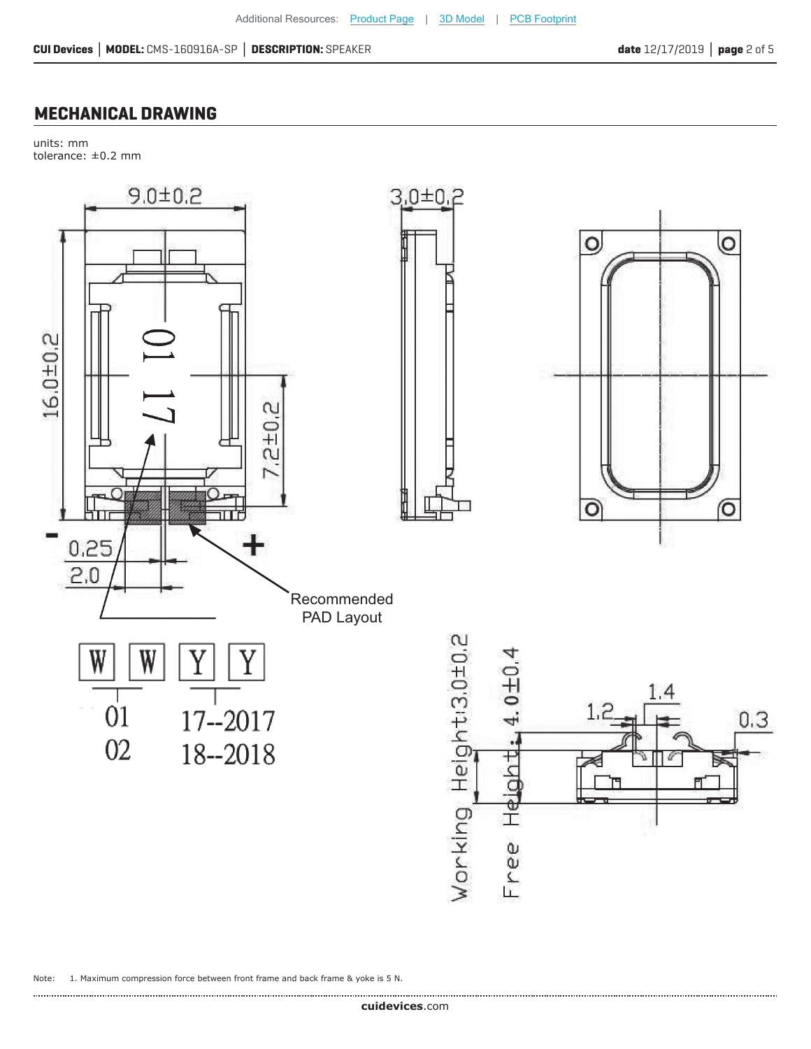## MECHANICAL DRAWING

units: mm
tolerance: ±0.2 mm

9.0±0.2

3.0±0.2

16.0±0.2

7.2±0.2

01 17

-

+

0.25

2.0

Recommended PAD Layout

W W Y Y

01 17--2017
02 18--2018

Working Height:3.0±0.2

Free Height: 4.0±0.4

1.4

1.2

0.3

Note: 1. Maximum compression force between front frame and back frame & yoke is 5 N.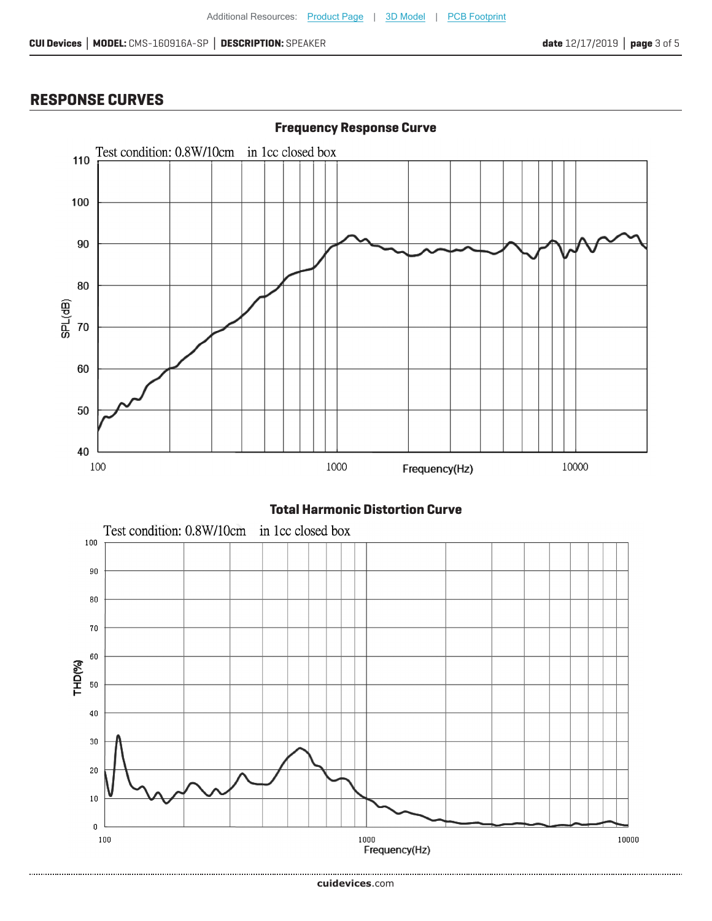## RESPONSE CURVES

### Frequency Response Curve

Test condition: 0.8W/10cm in 1cc closed box

SPL(dB)

110
100
90
80
70
60
50
40

100 1000 Frequency(Hz) 10000

### Total Harmonic Distortion Curve

Test condition: 0.8W/10cm in 1cc closed box

THD(%)

100
90
80
70
60
50
40
30
20
10
0

100 1000 10000
Frequency(Hz)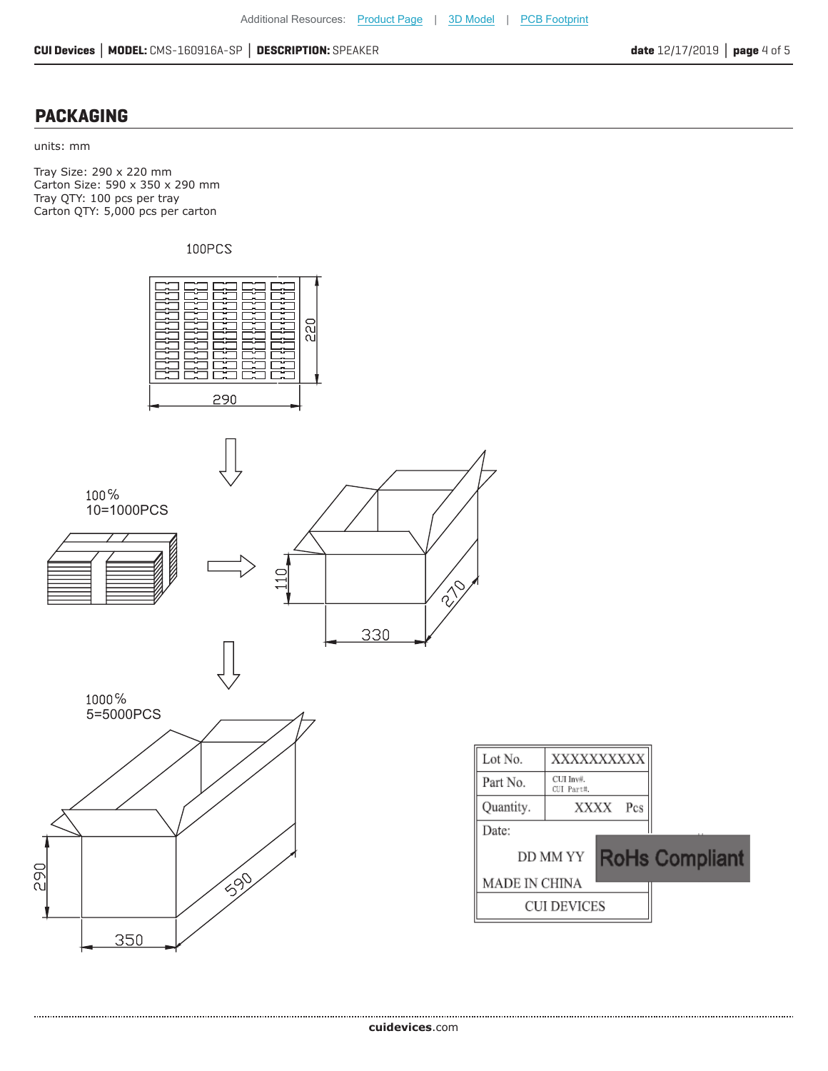## PACKAGING

units: mm

Tray Size: 290 x 220 mm
Carton Size: 590 x 350 x 290 mm
Tray QTY: 100 pcs per tray
Carton QTY: 5,000 pcs per carton

100PCS

220

290

100%
10=1000PCS

110

330

270

1000%
5=5000PCS

290

350

590

| Lot No. | XXXXXXXXXX |
|---|---|
| Part No. | CUI Inv#. CUI Part#. |
| Quantity. | XXXX Pcs |
| Date: | |
| DD MM YY | RoHs Compliant |
| MADE IN CHINA | |
| CUI DEVICES | |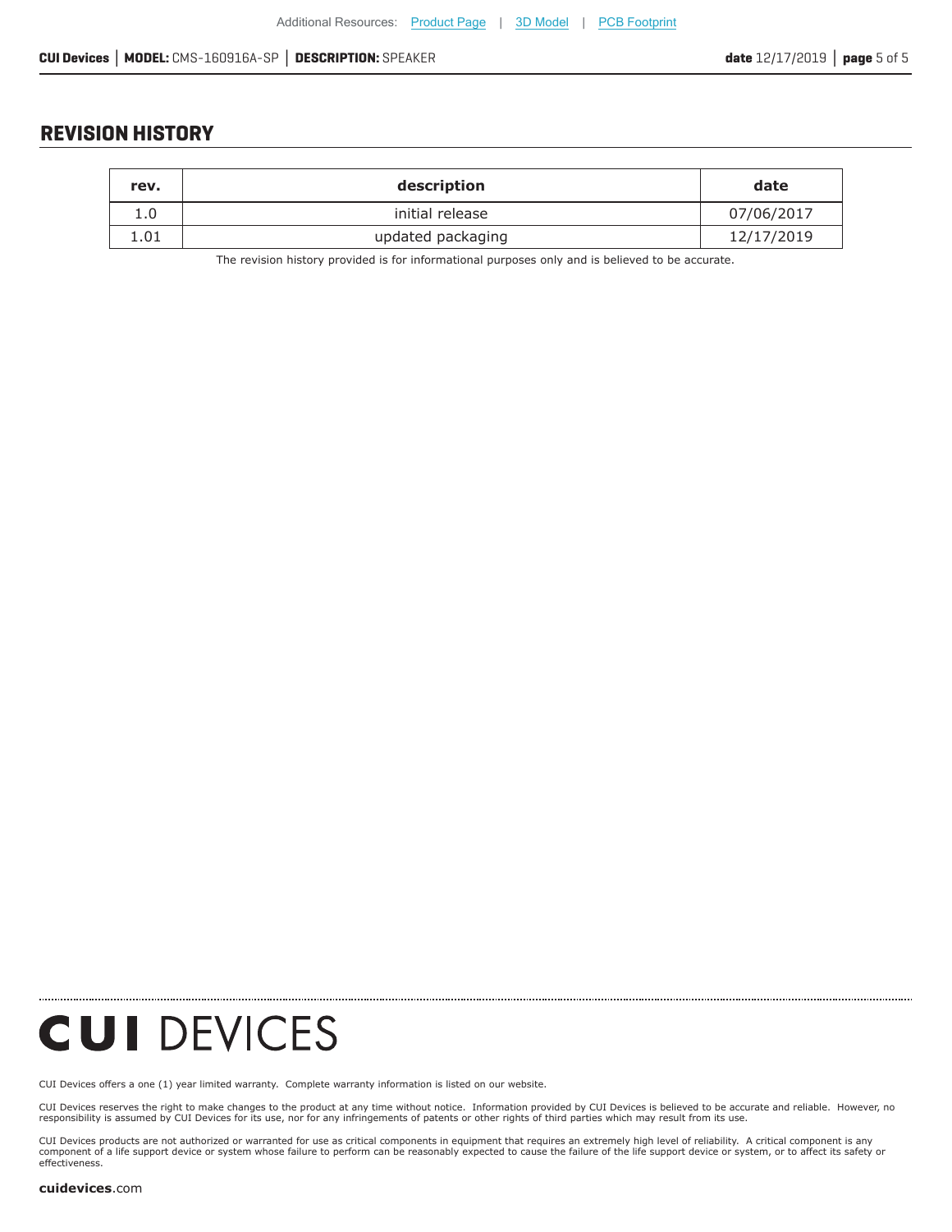## REVISION HISTORY

| rev. | description | date |
| --- | --- | --- |
| 1.0 | initial release | 07/06/2017 |
| 1.01 | updated packaging | 12/17/2019 |

The revision history provided is for informational purposes only and is believed to be accurate.

**CUI** DEVICES

CUI Devices offers a one (1) year limited warranty. Complete warranty information is listed on our website.

CUI Devices reserves the right to make changes to the product at any time without notice. Information provided by CUI Devices is believed to be accurate and reliable. However, no responsibility is assumed by CUI Devices for its use, nor for any infringements of patents or other rights of third parties which may result from its use.

CUI Devices products are not authorized or warranted for use as critical components in equipment that requires an extremely high level of reliability. A critical component is any component of a life support device or system whose failure to perform can be reasonably expected to cause the failure of the life support device or system, or to affect its safety or effectiveness.

**cuidevices**.com